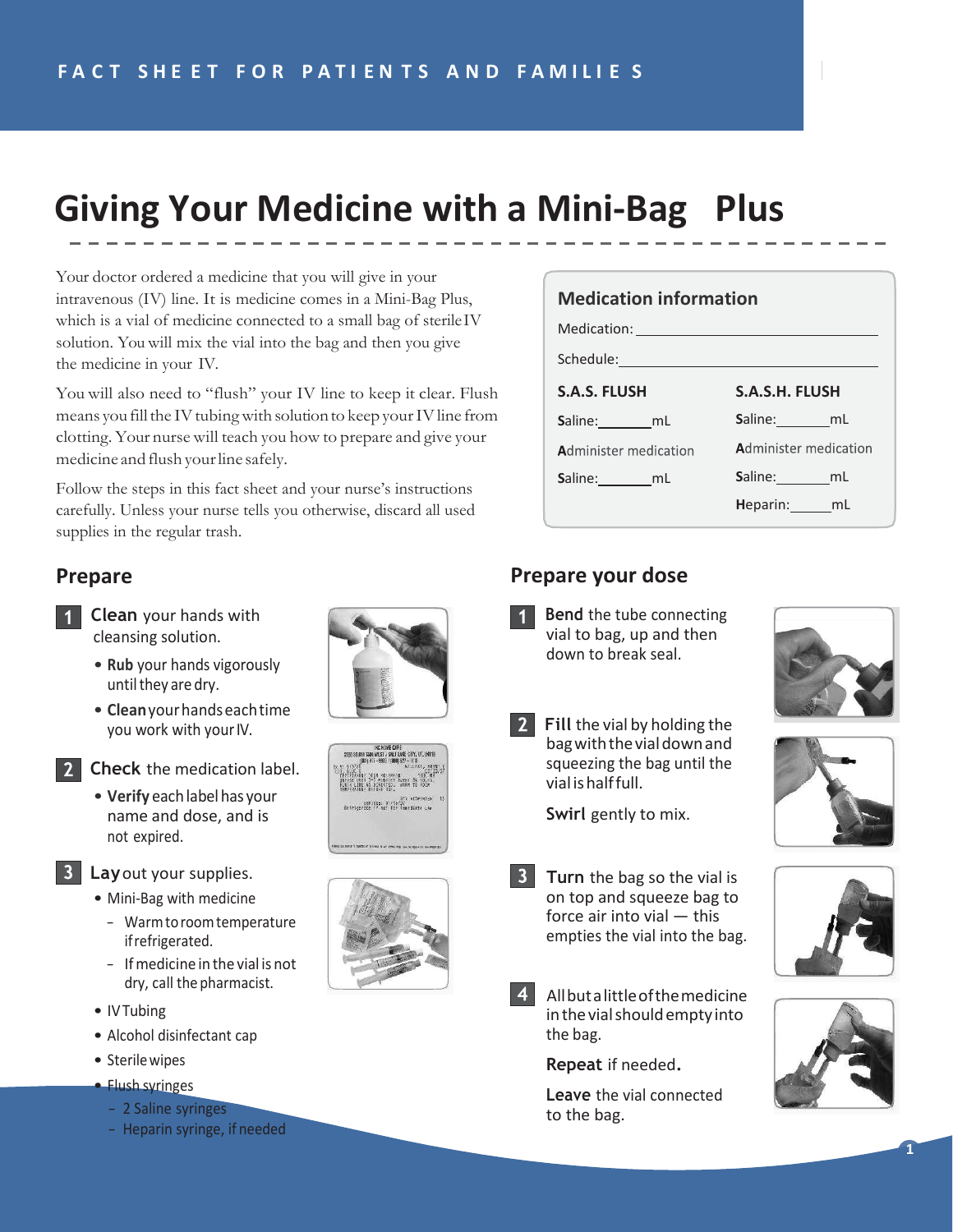FACT SHEET FOR PATIENTS AND FAMILIES

# Giving Your Medicine with a Mini-Bag Plus

Your doctor ordered a medicine that you will give in your intravenous (IV) line. It is medicine comes in a Mini-Bag Plus, which is a vial of medicine connected to a small bag of sterile IV solution. You will mix the vial into the bag and then you give the medicine in your IV.

You will also need to "flush" your IV line to keep it clear. Flush means you fill the IV tubing with solution to keep your IV line from clotting. Your nurse will teach you how to prepare and give your medicine and flush your line safely.

Follow the steps in this fact sheet and your nurse's instructions carefully. Unless your nurse tells you otherwise, discard all used supplies in the regular trash.

### Medication information

Medication: \_\_\_\_\_\_\_\_\_\_\_\_\_\_\_\_\_\_\_\_\_\_\_\_

Schedule: \_\_\_\_\_\_\_\_\_\_\_\_\_\_\_\_\_\_\_\_\_\_\_\_

| S.A.S. FLUSH | S.A.S.H. FLUSH |
|---|---|
| **S**aline: \_\_\_\_\_ mL | **S**aline: \_\_\_\_\_ mL |
| **A**dminister medication | **A**dminister medication |
| **S**aline: \_\_\_\_\_ mL | **S**aline: \_\_\_\_\_ mL |
| | **H**eparin: \_\_\_\_\_ mL |

## Prepare

**1** **Clean** your hands with cleansing solution.

- **Rub** your hands vigorously until they are dry.
- **Clean** your hands each time you work with your IV.

**2** **Check** the medication label.

- **Verify** each label has your name and dose, and is not expired.

**3** **Lay** out your supplies.

- Mini-Bag with medicine
  - Warm to room temperature if refrigerated.
  - If medicine in the vial is not dry, call the pharmacist.
- IV Tubing
- Alcohol disinfectant cap
- Sterile wipes
- Flush syringes
  - 2 Saline syringes
  - Heparin syringe, if needed

## Prepare your dose

**1** **Bend** the tube connecting vial to bag, up and then down to break seal.

**2** **Fill** the vial by holding the bag with the vial down and squeezing the bag until the vial is half full.

**Swirl** gently to mix.

**3** **Turn** the bag so the vial is on top and squeeze bag to force air into vial — this empties the vial into the bag.

**4** All but a little of the medicine in the vial should empty into the bag.

**Repeat** if needed.

**Leave** the vial connected to the bag.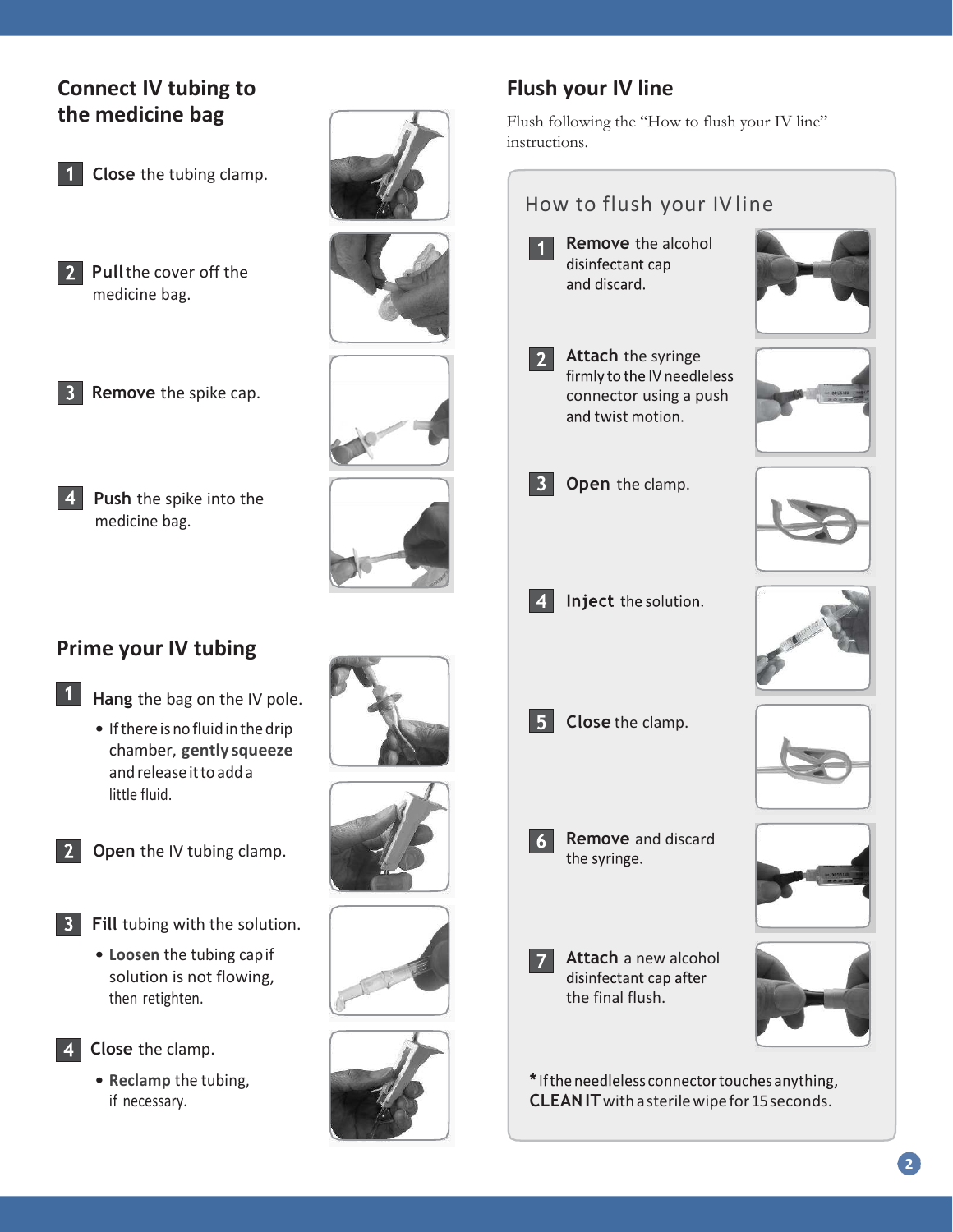## Connect IV tubing to the medicine bag

1. **Close** the tubing clamp.
2. **Pull** the cover off the medicine bag.
3. **Remove** the spike cap.
4. **Push** the spike into the medicine bag.

## Prime your IV tubing

1. **Hang** the bag on the IV pole.
   - If there is no fluid in the drip chamber, **gently squeeze** and release it to add a little fluid.
2. **Open** the IV tubing clamp.
3. **Fill** tubing with the solution.
   - **Loosen** the tubing cap if solution is not flowing, then retighten.
4. **Close** the clamp.
   - **Reclamp** the tubing, if necessary.

## Flush your IV line

Flush following the "How to flush your IV line" instructions.

### How to flush your IV line

1. **Remove** the alcohol disinfectant cap and discard.
2. **Attach** the syringe firmly to the IV needleless connector using a push and twist motion.
3. **Open** the clamp.
4. **Inject** the solution.
5. **Close** the clamp.
6. **Remove** and discard the syringe.
7. **Attach** a new alcohol disinfectant cap after the final flush.

*If the needleless connector touches anything, **CLEAN IT** with a sterile wipe for 15 seconds.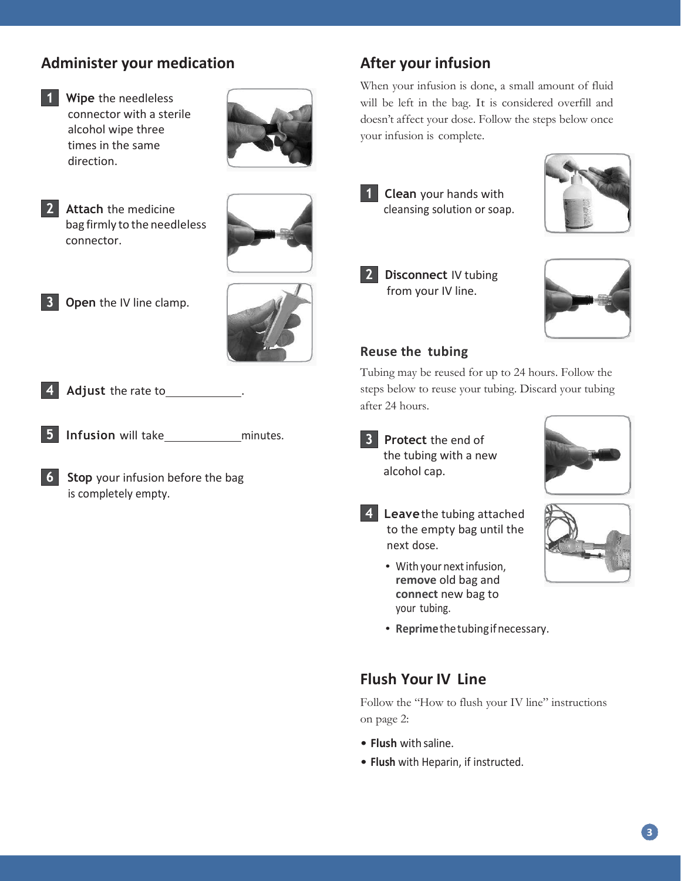## Administer your medication

1. **Wipe** the needleless connector with a sterile alcohol wipe three times in the same direction.
2. **Attach** the medicine bag firmly to the needleless connector.
3. **Open** the IV line clamp.
4. **Adjust** the rate to\_\_\_\_\_\_\_\_\_\_\_\_\_.
5. **Infusion** will take\_\_\_\_\_\_\_\_\_\_\_\_\_minutes.
6. **Stop** your infusion before the bag is completely empty.

## After your infusion

When your infusion is done, a small amount of fluid will be left in the bag. It is considered overfill and doesn't affect your dose. Follow the steps below once your infusion is complete.

1. **Clean** your hands with cleansing solution or soap.
2. **Disconnect** IV tubing from your IV line.

### Reuse the tubing

Tubing may be reused for up to 24 hours. Follow the steps below to reuse your tubing. Discard your tubing after 24 hours.

3. **Protect** the end of the tubing with a new alcohol cap.
4. **Leave** the tubing attached to the empty bag until the next dose.
   - With your next infusion, **remove** old bag and **connect** new bag to your tubing.
   - **Reprime** the tubing if necessary.

## Flush Your IV Line

Follow the "How to flush your IV line" instructions on page 2:

- **Flush** with saline.
- **Flush** with Heparin, if instructed.